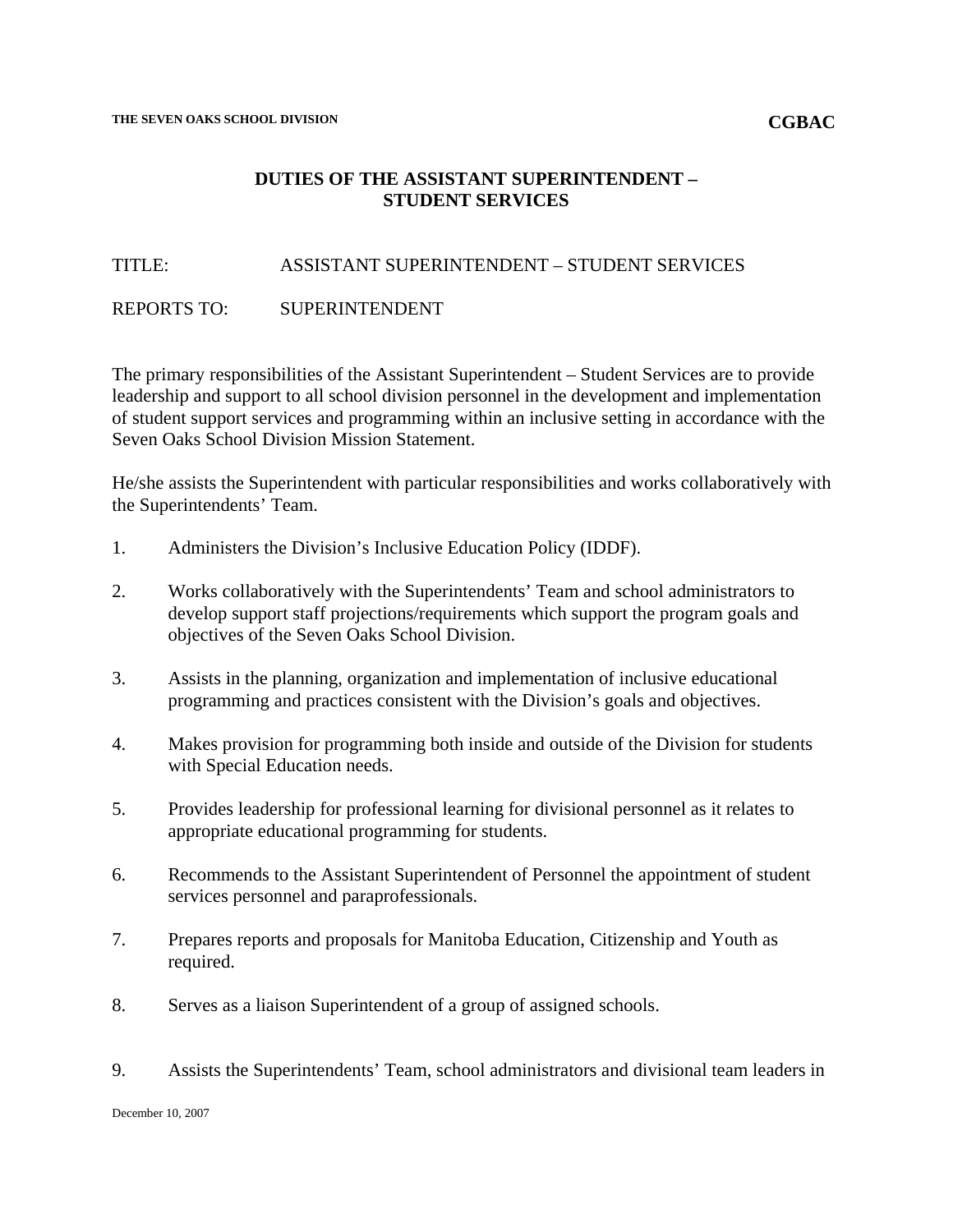THE SEVEN OAKS SCHOOL DIVISION **CGBAC**

# DUTIES OF THE ASSISTANT SUPERINTENDENT – STUDENT SERVICES

TITLE: ASSISTANT SUPERINTENDENT – STUDENT SERVICES

REPORTS TO: SUPERINTENDENT

The primary responsibilities of the Assistant Superintendent – Student Services are to provide leadership and support to all school division personnel in the development and implementation of student support services and programming within an inclusive setting in accordance with the Seven Oaks School Division Mission Statement.

He/she assists the Superintendent with particular responsibilities and works collaboratively with the Superintendents' Team.

1. Administers the Division's Inclusive Education Policy (IDDF).

2. Works collaboratively with the Superintendents' Team and school administrators to develop support staff projections/requirements which support the program goals and objectives of the Seven Oaks School Division.

3. Assists in the planning, organization and implementation of inclusive educational programming and practices consistent with the Division's goals and objectives.

4. Makes provision for programming both inside and outside of the Division for students with Special Education needs.

5. Provides leadership for professional learning for divisional personnel as it relates to appropriate educational programming for students.

6. Recommends to the Assistant Superintendent of Personnel the appointment of student services personnel and paraprofessionals.

7. Prepares reports and proposals for Manitoba Education, Citizenship and Youth as required.

8. Serves as a liaison Superintendent of a group of assigned schools.

9. Assists the Superintendents' Team, school administrators and divisional team leaders in

December 10, 2007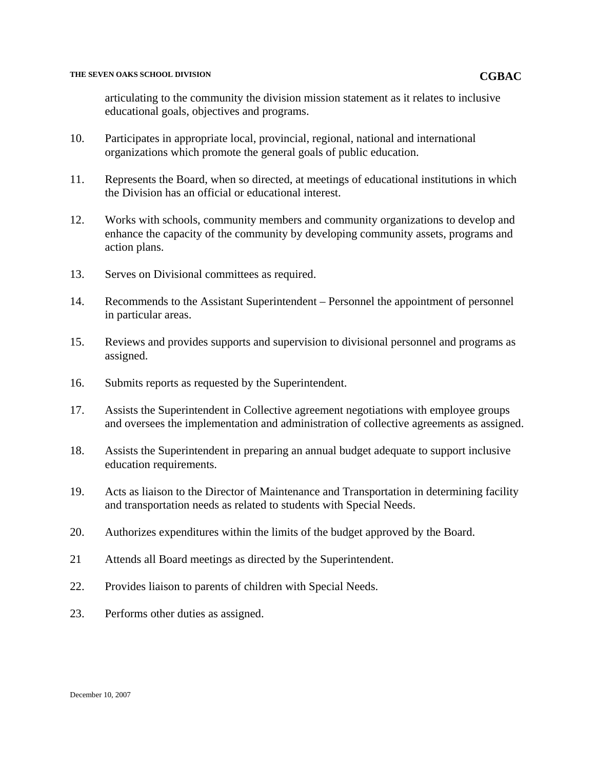articulating to the community the division mission statement as it relates to inclusive educational goals, objectives and programs.

10. Participates in appropriate local, provincial, regional, national and international organizations which promote the general goals of public education.

11. Represents the Board, when so directed, at meetings of educational institutions in which the Division has an official or educational interest.

12. Works with schools, community members and community organizations to develop and enhance the capacity of the community by developing community assets, programs and action plans.

13. Serves on Divisional committees as required.

14. Recommends to the Assistant Superintendent – Personnel the appointment of personnel in particular areas.

15. Reviews and provides supports and supervision to divisional personnel and programs as assigned.

16. Submits reports as requested by the Superintendent.

17. Assists the Superintendent in Collective agreement negotiations with employee groups and oversees the implementation and administration of collective agreements as assigned.

18. Assists the Superintendent in preparing an annual budget adequate to support inclusive education requirements.

19. Acts as liaison to the Director of Maintenance and Transportation in determining facility and transportation needs as related to students with Special Needs.

20. Authorizes expenditures within the limits of the budget approved by the Board.

21 Attends all Board meetings as directed by the Superintendent.

22. Provides liaison to parents of children with Special Needs.

23. Performs other duties as assigned.

December 10, 2007